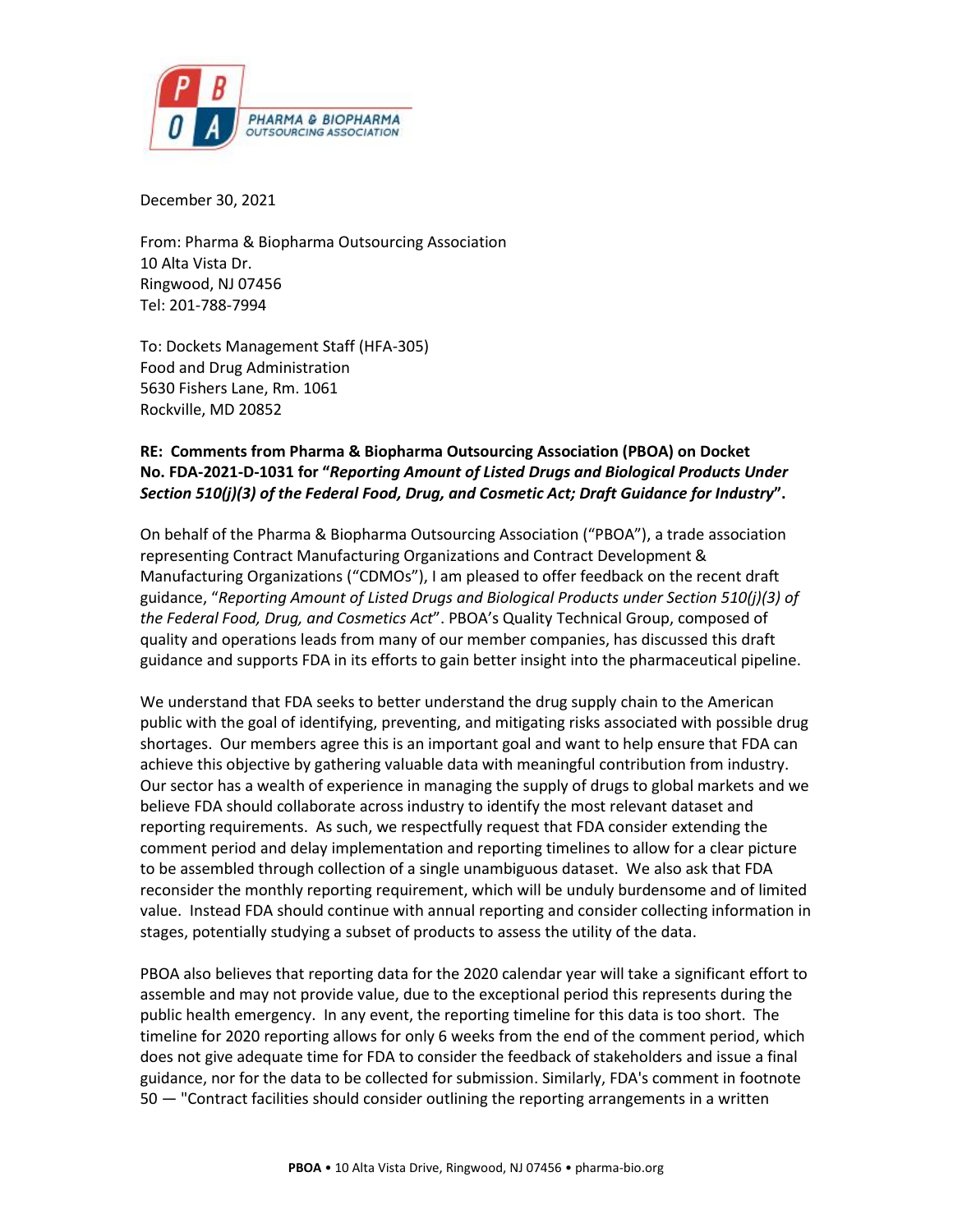December 30, 2021

From: Pharma & Biopharma Outsourcing Association
10 Alta Vista Dr.
Ringwood, NJ 07456
Tel: 201-788-7994

To: Dockets Management Staff (HFA-305)
Food and Drug Administration
5630 Fishers Lane, Rm. 1061
Rockville, MD 20852

**RE: Comments from Pharma & Biopharma Outsourcing Association (PBOA) on Docket No. FDA-2021-D-1031 for "*Reporting Amount of Listed Drugs and Biological Products Under Section 510(j)(3) of the Federal Food, Drug, and Cosmetic Act; Draft Guidance for Industry*".**

On behalf of the Pharma & Biopharma Outsourcing Association ("PBOA"), a trade association representing Contract Manufacturing Organizations and Contract Development & Manufacturing Organizations ("CDMOs"), I am pleased to offer feedback on the recent draft guidance, "*Reporting Amount of Listed Drugs and Biological Products under Section 510(j)(3) of the Federal Food, Drug, and Cosmetics Act*". PBOA's Quality Technical Group, composed of quality and operations leads from many of our member companies, has discussed this draft guidance and supports FDA in its efforts to gain better insight into the pharmaceutical pipeline.

We understand that FDA seeks to better understand the drug supply chain to the American public with the goal of identifying, preventing, and mitigating risks associated with possible drug shortages. Our members agree this is an important goal and want to help ensure that FDA can achieve this objective by gathering valuable data with meaningful contribution from industry. Our sector has a wealth of experience in managing the supply of drugs to global markets and we believe FDA should collaborate across industry to identify the most relevant dataset and reporting requirements. As such, we respectfully request that FDA consider extending the comment period and delay implementation and reporting timelines to allow for a clear picture to be assembled through collection of a single unambiguous dataset. We also ask that FDA reconsider the monthly reporting requirement, which will be unduly burdensome and of limited value. Instead FDA should continue with annual reporting and consider collecting information in stages, potentially studying a subset of products to assess the utility of the data.

PBOA also believes that reporting data for the 2020 calendar year will take a significant effort to assemble and may not provide value, due to the exceptional period this represents during the public health emergency. In any event, the reporting timeline for this data is too short. The timeline for 2020 reporting allows for only 6 weeks from the end of the comment period, which does not give adequate time for FDA to consider the feedback of stakeholders and issue a final guidance, nor for the data to be collected for submission. Similarly, FDA's comment in footnote 50 — "Contract facilities should consider outlining the reporting arrangements in a written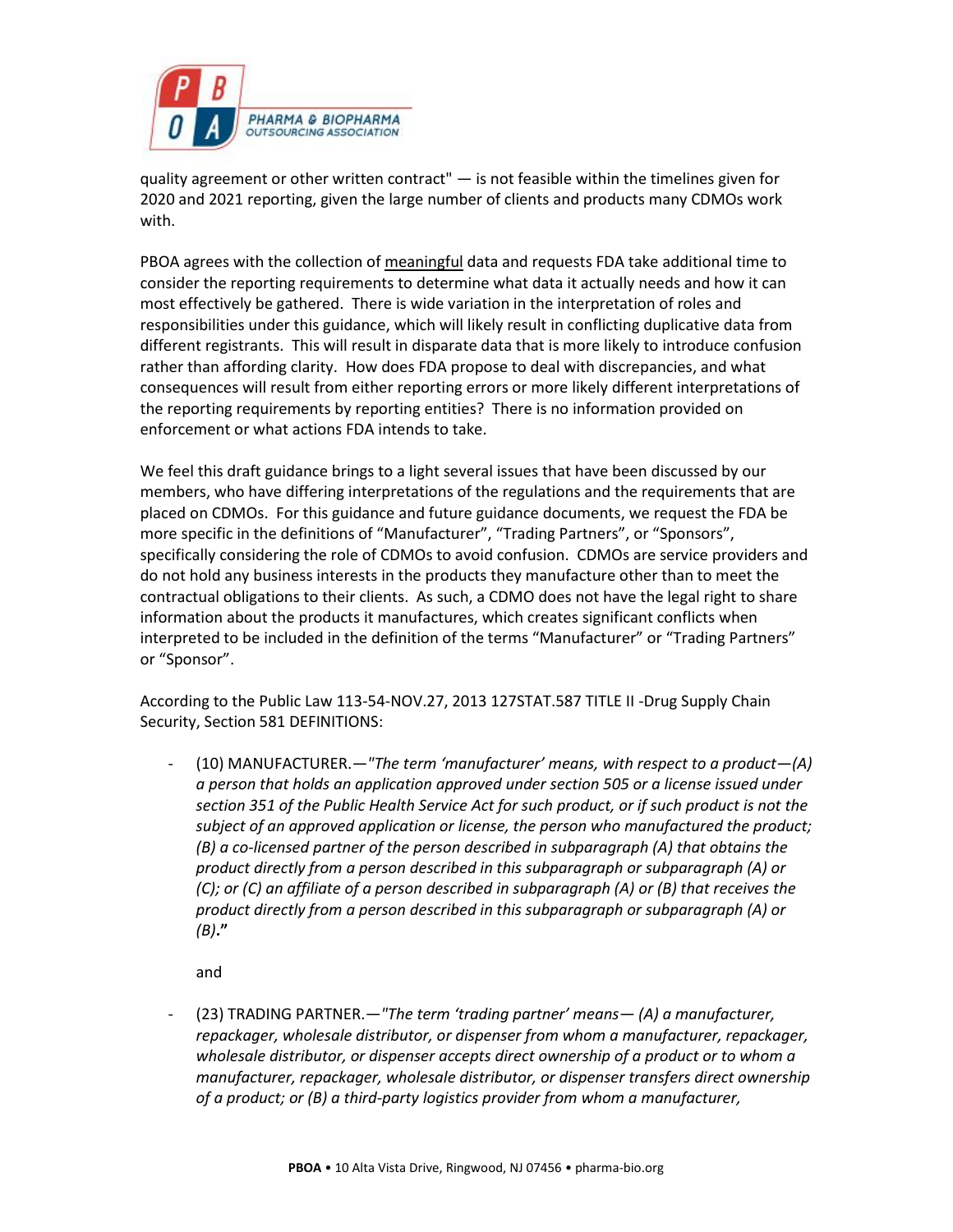quality agreement or other written contract" — is not feasible within the timelines given for 2020 and 2021 reporting, given the large number of clients and products many CDMOs work with.

PBOA agrees with the collection of <u>meaningful</u> data and requests FDA take additional time to consider the reporting requirements to determine what data it actually needs and how it can most effectively be gathered. There is wide variation in the interpretation of roles and responsibilities under this guidance, which will likely result in conflicting duplicative data from different registrants. This will result in disparate data that is more likely to introduce confusion rather than affording clarity. How does FDA propose to deal with discrepancies, and what consequences will result from either reporting errors or more likely different interpretations of the reporting requirements by reporting entities? There is no information provided on enforcement or what actions FDA intends to take.

We feel this draft guidance brings to a light several issues that have been discussed by our members, who have differing interpretations of the regulations and the requirements that are placed on CDMOs. For this guidance and future guidance documents, we request the FDA be more specific in the definitions of "Manufacturer", "Trading Partners", or "Sponsors", specifically considering the role of CDMOs to avoid confusion. CDMOs are service providers and do not hold any business interests in the products they manufacture other than to meet the contractual obligations to their clients. As such, a CDMO does not have the legal right to share information about the products it manufactures, which creates significant conflicts when interpreted to be included in the definition of the terms "Manufacturer" or "Trading Partners" or "Sponsor".

According to the Public Law 113-54-NOV.27, 2013 127STAT.587 TITLE II -Drug Supply Chain Security, Section 581 DEFINITIONS:

- (10) MANUFACTURER.—*"The term 'manufacturer' means, with respect to a product—(A) a person that holds an application approved under section 505 or a license issued under section 351 of the Public Health Service Act for such product, or if such product is not the subject of an approved application or license, the person who manufactured the product; (B) a co-licensed partner of the person described in subparagraph (A) that obtains the product directly from a person described in this subparagraph or subparagraph (A) or (C); or (C) an affiliate of a person described in subparagraph (A) or (B) that receives the product directly from a person described in this subparagraph or subparagraph (A) or (B)*.**"**

  and

- (23) TRADING PARTNER.—*"The term 'trading partner' means— (A) a manufacturer, repackager, wholesale distributor, or dispenser from whom a manufacturer, repackager, wholesale distributor, or dispenser accepts direct ownership of a product or to whom a manufacturer, repackager, wholesale distributor, or dispenser transfers direct ownership of a product; or (B) a third-party logistics provider from whom a manufacturer,*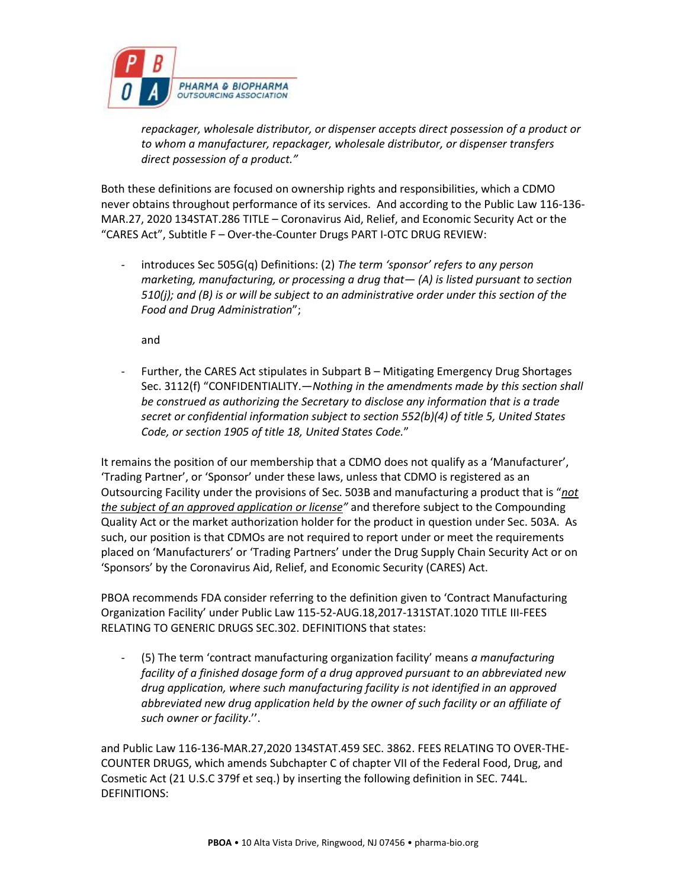*repackager, wholesale distributor, or dispenser accepts direct possession of a product or to whom a manufacturer, repackager, wholesale distributor, or dispenser transfers direct possession of a product."*

Both these definitions are focused on ownership rights and responsibilities, which a CDMO never obtains throughout performance of its services. And according to the Public Law 116-136-MAR.27, 2020 134STAT.286 TITLE – Coronavirus Aid, Relief, and Economic Security Act or the "CARES Act", Subtitle F – Over-the-Counter Drugs PART I-OTC DRUG REVIEW:

- introduces Sec 505G(q) Definitions: (2) *The term 'sponsor' refers to any person marketing, manufacturing, or processing a drug that— (A) is listed pursuant to section 510(j); and (B) is or will be subject to an administrative order under this section of the Food and Drug Administration*";

  and

- Further, the CARES Act stipulates in Subpart B – Mitigating Emergency Drug Shortages Sec. 3112(f) "CONFIDENTIALITY.—*Nothing in the amendments made by this section shall be construed as authorizing the Secretary to disclose any information that is a trade secret or confidential information subject to section 552(b)(4) of title 5, United States Code, or section 1905 of title 18, United States Code.*"

It remains the position of our membership that a CDMO does not qualify as a 'Manufacturer', 'Trading Partner', or 'Sponsor' under these laws, unless that CDMO is registered as an Outsourcing Facility under the provisions of Sec. 503B and manufacturing a product that is "*<u>not the subject of an approved application or license</u>"* and therefore subject to the Compounding Quality Act or the market authorization holder for the product in question under Sec. 503A. As such, our position is that CDMOs are not required to report under or meet the requirements placed on 'Manufacturers' or 'Trading Partners' under the Drug Supply Chain Security Act or on 'Sponsors' by the Coronavirus Aid, Relief, and Economic Security (CARES) Act.

PBOA recommends FDA consider referring to the definition given to 'Contract Manufacturing Organization Facility' under Public Law 115-52-AUG.18,2017-131STAT.1020 TITLE III-FEES RELATING TO GENERIC DRUGS SEC.302. DEFINITIONS that states:

- (5) The term 'contract manufacturing organization facility' means *a manufacturing facility of a finished dosage form of a drug approved pursuant to an abbreviated new drug application, where such manufacturing facility is not identified in an approved abbreviated new drug application held by the owner of such facility or an affiliate of such owner or facility*.''.

and Public Law 116-136-MAR.27,2020 134STAT.459 SEC. 3862. FEES RELATING TO OVER-THE-COUNTER DRUGS, which amends Subchapter C of chapter VII of the Federal Food, Drug, and Cosmetic Act (21 U.S.C 379f et seq.) by inserting the following definition in SEC. 744L. DEFINITIONS: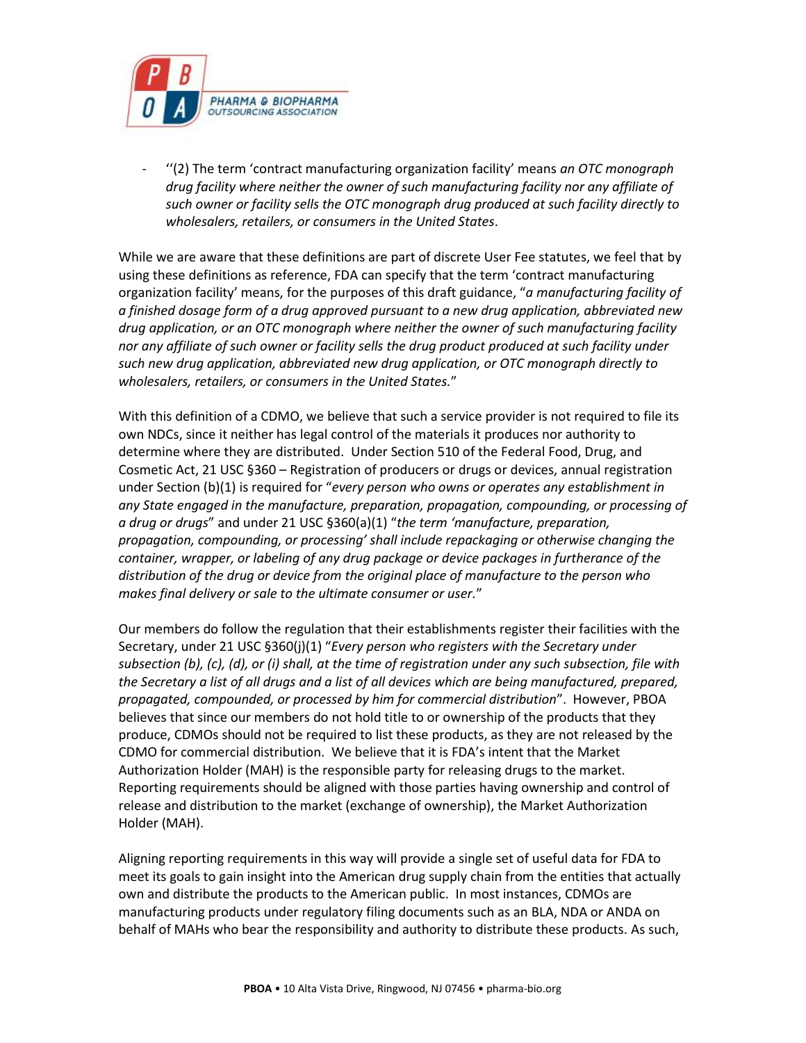- ''(2) The term 'contract manufacturing organization facility' means *an OTC monograph drug facility where neither the owner of such manufacturing facility nor any affiliate of such owner or facility sells the OTC monograph drug produced at such facility directly to wholesalers, retailers, or consumers in the United States*.

While we are aware that these definitions are part of discrete User Fee statutes, we feel that by using these definitions as reference, FDA can specify that the term 'contract manufacturing organization facility' means, for the purposes of this draft guidance, "*a manufacturing facility of a finished dosage form of a drug approved pursuant to a new drug application, abbreviated new drug application, or an OTC monograph where neither the owner of such manufacturing facility nor any affiliate of such owner or facility sells the drug product produced at such facility under such new drug application, abbreviated new drug application, or OTC monograph directly to wholesalers, retailers, or consumers in the United States.*"

With this definition of a CDMO, we believe that such a service provider is not required to file its own NDCs, since it neither has legal control of the materials it produces nor authority to determine where they are distributed. Under Section 510 of the Federal Food, Drug, and Cosmetic Act, 21 USC §360 – Registration of producers or drugs or devices, annual registration under Section (b)(1) is required for "*every person who owns or operates any establishment in any State engaged in the manufacture, preparation, propagation, compounding, or processing of a drug or drugs*" and under 21 USC §360(a)(1) "*the term 'manufacture, preparation, propagation, compounding, or processing' shall include repackaging or otherwise changing the container, wrapper, or labeling of any drug package or device packages in furtherance of the distribution of the drug or device from the original place of manufacture to the person who makes final delivery or sale to the ultimate consumer or user.*"

Our members do follow the regulation that their establishments register their facilities with the Secretary, under 21 USC §360(j)(1) "*Every person who registers with the Secretary under subsection (b), (c), (d), or (i) shall, at the time of registration under any such subsection, file with the Secretary a list of all drugs and a list of all devices which are being manufactured, prepared, propagated, compounded, or processed by him for commercial distribution*". However, PBOA believes that since our members do not hold title to or ownership of the products that they produce, CDMOs should not be required to list these products, as they are not released by the CDMO for commercial distribution. We believe that it is FDA's intent that the Market Authorization Holder (MAH) is the responsible party for releasing drugs to the market. Reporting requirements should be aligned with those parties having ownership and control of release and distribution to the market (exchange of ownership), the Market Authorization Holder (MAH).

Aligning reporting requirements in this way will provide a single set of useful data for FDA to meet its goals to gain insight into the American drug supply chain from the entities that actually own and distribute the products to the American public. In most instances, CDMOs are manufacturing products under regulatory filing documents such as an BLA, NDA or ANDA on behalf of MAHs who bear the responsibility and authority to distribute these products. As such,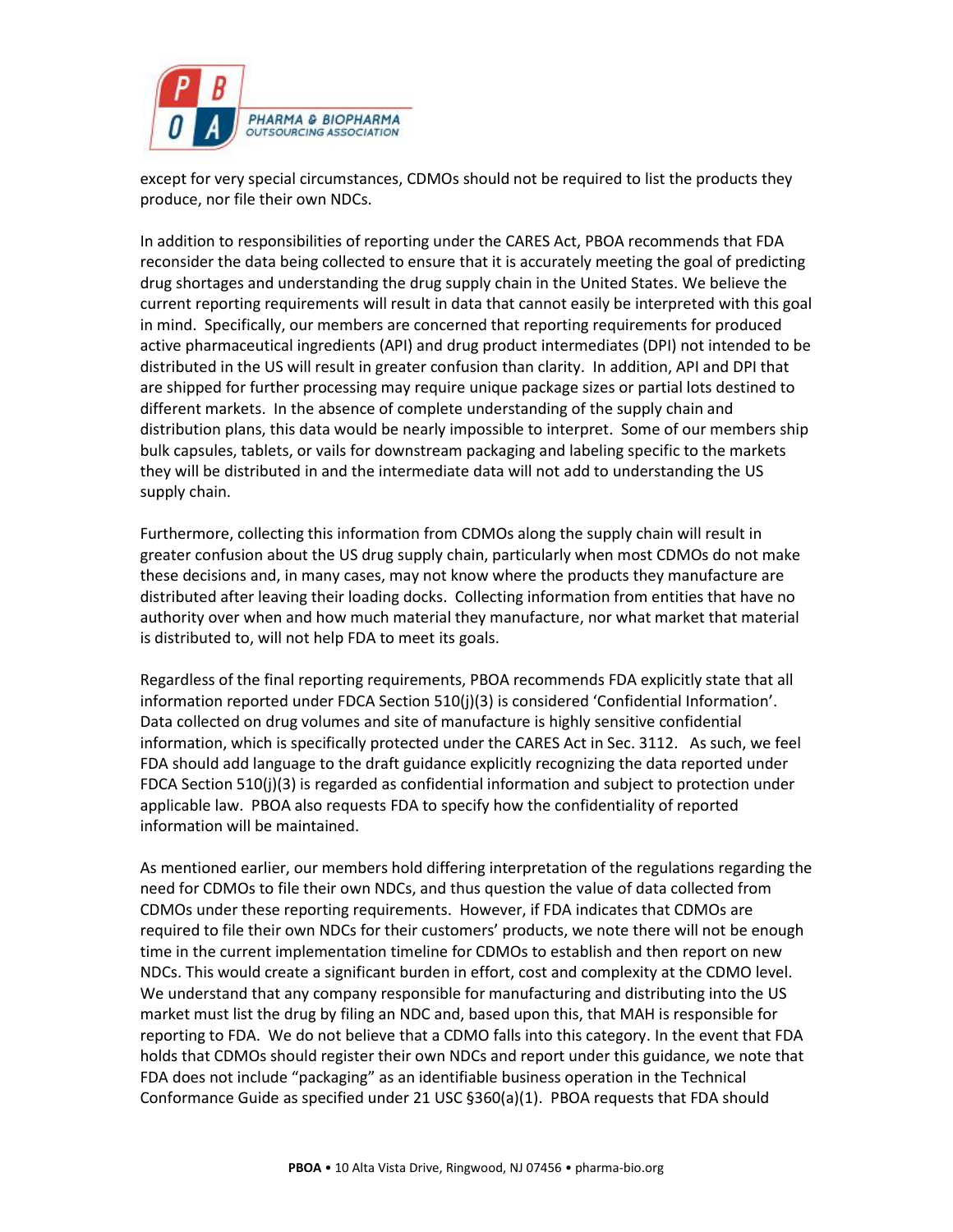except for very special circumstances, CDMOs should not be required to list the products they produce, nor file their own NDCs.

In addition to responsibilities of reporting under the CARES Act, PBOA recommends that FDA reconsider the data being collected to ensure that it is accurately meeting the goal of predicting drug shortages and understanding the drug supply chain in the United States. We believe the current reporting requirements will result in data that cannot easily be interpreted with this goal in mind. Specifically, our members are concerned that reporting requirements for produced active pharmaceutical ingredients (API) and drug product intermediates (DPI) not intended to be distributed in the US will result in greater confusion than clarity. In addition, API and DPI that are shipped for further processing may require unique package sizes or partial lots destined to different markets. In the absence of complete understanding of the supply chain and distribution plans, this data would be nearly impossible to interpret. Some of our members ship bulk capsules, tablets, or vails for downstream packaging and labeling specific to the markets they will be distributed in and the intermediate data will not add to understanding the US supply chain.

Furthermore, collecting this information from CDMOs along the supply chain will result in greater confusion about the US drug supply chain, particularly when most CDMOs do not make these decisions and, in many cases, may not know where the products they manufacture are distributed after leaving their loading docks. Collecting information from entities that have no authority over when and how much material they manufacture, nor what market that material is distributed to, will not help FDA to meet its goals.

Regardless of the final reporting requirements, PBOA recommends FDA explicitly state that all information reported under FDCA Section 510(j)(3) is considered 'Confidential Information'. Data collected on drug volumes and site of manufacture is highly sensitive confidential information, which is specifically protected under the CARES Act in Sec. 3112. As such, we feel FDA should add language to the draft guidance explicitly recognizing the data reported under FDCA Section 510(j)(3) is regarded as confidential information and subject to protection under applicable law. PBOA also requests FDA to specify how the confidentiality of reported information will be maintained.

As mentioned earlier, our members hold differing interpretation of the regulations regarding the need for CDMOs to file their own NDCs, and thus question the value of data collected from CDMOs under these reporting requirements. However, if FDA indicates that CDMOs are required to file their own NDCs for their customers' products, we note there will not be enough time in the current implementation timeline for CDMOs to establish and then report on new NDCs. This would create a significant burden in effort, cost and complexity at the CDMO level. We understand that any company responsible for manufacturing and distributing into the US market must list the drug by filing an NDC and, based upon this, that MAH is responsible for reporting to FDA. We do not believe that a CDMO falls into this category. In the event that FDA holds that CDMOs should register their own NDCs and report under this guidance, we note that FDA does not include "packaging" as an identifiable business operation in the Technical Conformance Guide as specified under 21 USC §360(a)(1). PBOA requests that FDA should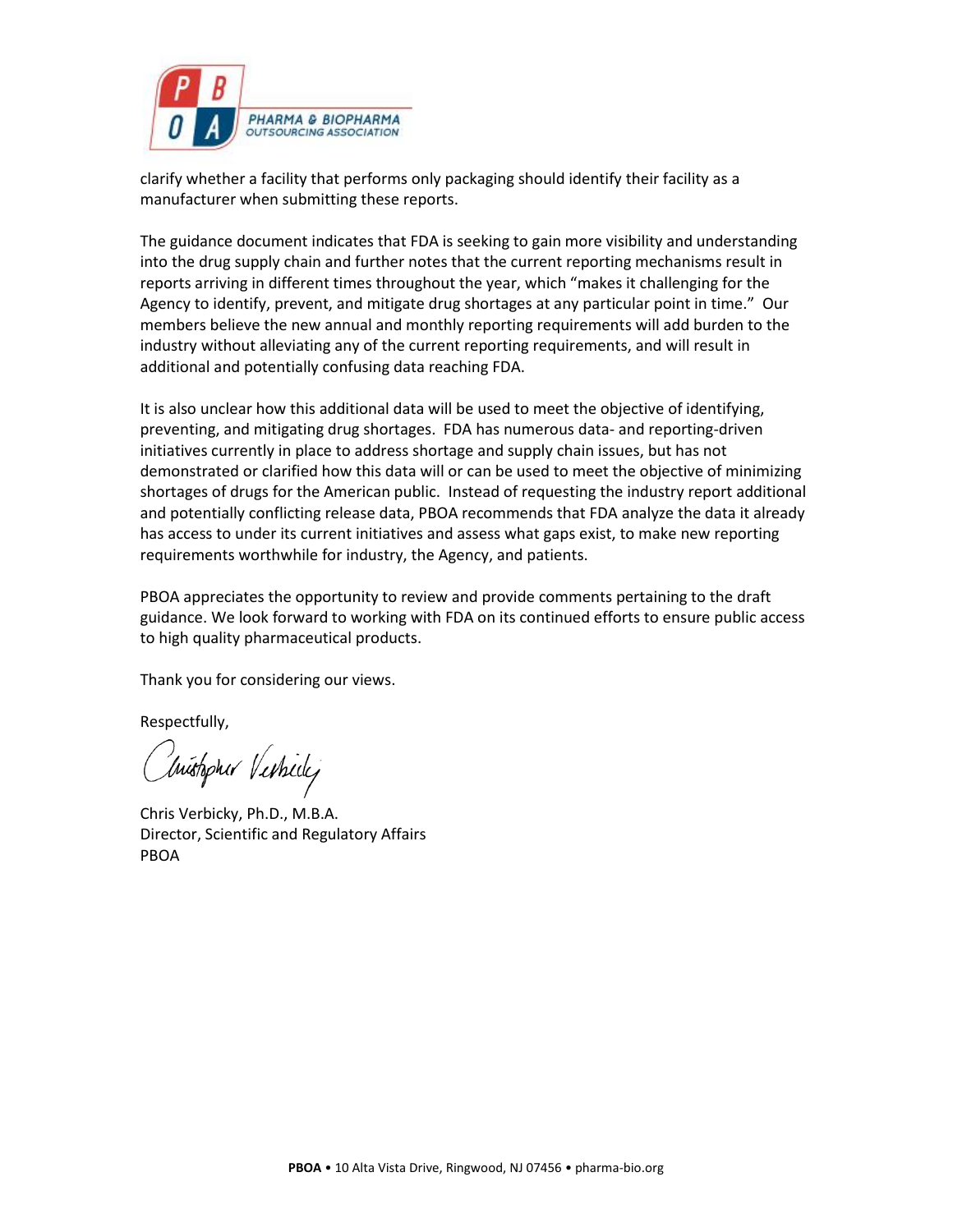clarify whether a facility that performs only packaging should identify their facility as a manufacturer when submitting these reports.

The guidance document indicates that FDA is seeking to gain more visibility and understanding into the drug supply chain and further notes that the current reporting mechanisms result in reports arriving in different times throughout the year, which "makes it challenging for the Agency to identify, prevent, and mitigate drug shortages at any particular point in time." Our members believe the new annual and monthly reporting requirements will add burden to the industry without alleviating any of the current reporting requirements, and will result in additional and potentially confusing data reaching FDA.

It is also unclear how this additional data will be used to meet the objective of identifying, preventing, and mitigating drug shortages. FDA has numerous data- and reporting-driven initiatives currently in place to address shortage and supply chain issues, but has not demonstrated or clarified how this data will or can be used to meet the objective of minimizing shortages of drugs for the American public. Instead of requesting the industry report additional and potentially conflicting release data, PBOA recommends that FDA analyze the data it already has access to under its current initiatives and assess what gaps exist, to make new reporting requirements worthwhile for industry, the Agency, and patients.

PBOA appreciates the opportunity to review and provide comments pertaining to the draft guidance. We look forward to working with FDA on its continued efforts to ensure public access to high quality pharmaceutical products.

Thank you for considering our views.

Respectfully,

Chris Verbicky, Ph.D., M.B.A.
Director, Scientific and Regulatory Affairs
PBOA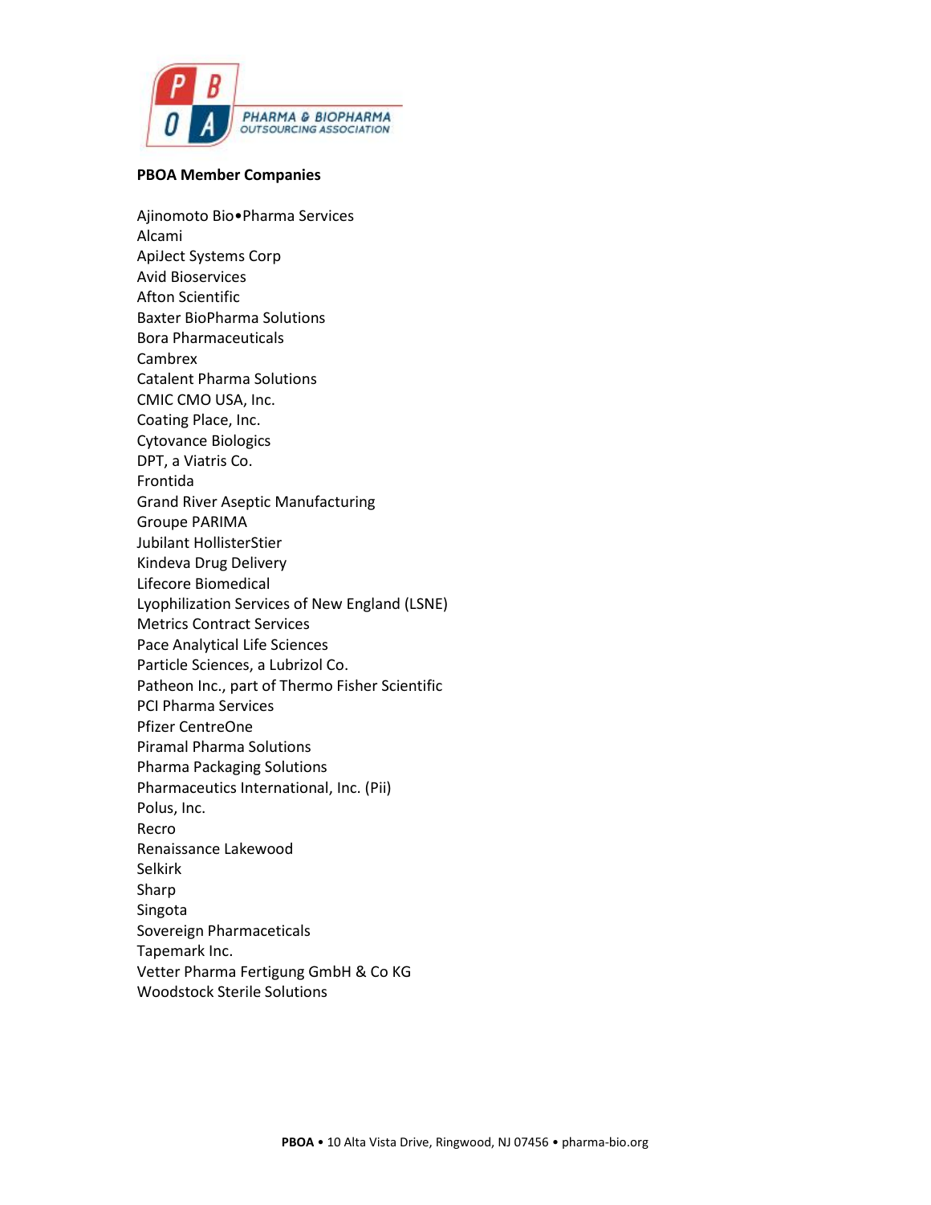**PBOA Member Companies**

Ajinomoto Bio•Pharma Services
Alcami
ApiJect Systems Corp
Avid Bioservices
Afton Scientific
Baxter BioPharma Solutions
Bora Pharmaceuticals
Cambrex
Catalent Pharma Solutions
CMIC CMO USA, Inc.
Coating Place, Inc.
Cytovance Biologics
DPT, a Viatris Co.
Frontida
Grand River Aseptic Manufacturing
Groupe PARIMA
Jubilant HollisterStier
Kindeva Drug Delivery
Lifecore Biomedical
Lyophilization Services of New England (LSNE)
Metrics Contract Services
Pace Analytical Life Sciences
Particle Sciences, a Lubrizol Co.
Patheon Inc., part of Thermo Fisher Scientific
PCI Pharma Services
Pfizer CentreOne
Piramal Pharma Solutions
Pharma Packaging Solutions
Pharmaceutics International, Inc. (Pii)
Polus, Inc.
Recro
Renaissance Lakewood
Selkirk
Sharp
Singota
Sovereign Pharmaceuticals
Tapemark Inc.
Vetter Pharma Fertigung GmbH & Co KG
Woodstock Sterile Solutions